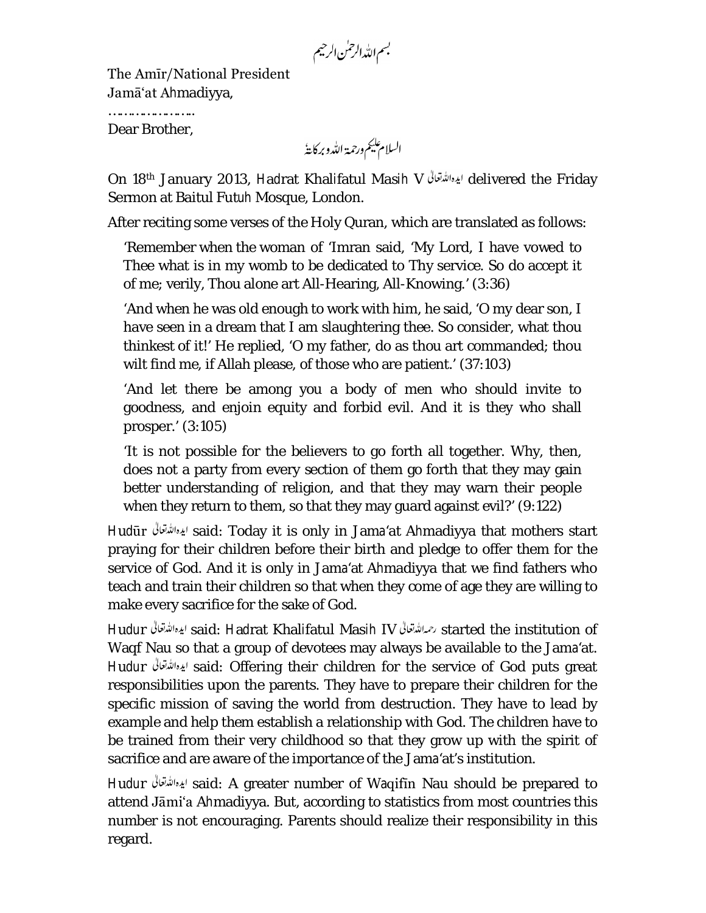بسم اللہ الرحمٰن الرحیم

The Amīr/National President
Jamā'at Ahmadiyya,
…………………
Dear Brother,

السلام علیکم ورحمۃ اللہ وبرکاتہٗ

On 18th January 2013, Hadrat Khalifatul Masih V ایدہ اللہ تعالیٰ delivered the Friday Sermon at Baitul Futuh Mosque, London.

After reciting some verses of the Holy Quran, which are translated as follows:

> 'Remember when the woman of 'Imran said, 'My Lord, I have vowed to Thee what is in my womb to be dedicated to Thy service. So do accept it of me; verily, Thou alone art All-Hearing, All-Knowing.' (3:36)
>
> 'And when he was old enough to work with him, he said, 'O my dear son, I have seen in a dream that I am slaughtering thee. So consider, what thou thinkest of it!' He replied, 'O my father, do as thou art commanded; thou wilt find me, if Allah please, of those who are patient.' (37:103)
>
> 'And let there be among you a body of men who should invite to goodness, and enjoin equity and forbid evil. And it is they who shall prosper.' (3:105)
>
> 'It is not possible for the believers to go forth all together. Why, then, does not a party from every section of them go forth that they may gain better understanding of religion, and that they may warn their people when they return to them, so that they may guard against evil?' (9:122)

Hudūr ایدہ اللہ تعالیٰ said: Today it is only in Jama'at Ahmadiyya that mothers start praying for their children before their birth and pledge to offer them for the service of God. And it is only in Jama'at Ahmadiyya that we find fathers who teach and train their children so that when they come of age they are willing to make every sacrifice for the sake of God.

Hudur ایدہ اللہ تعالیٰ said: Hadrat Khalifatul Masih IV رحمہ اللہ تعالیٰ started the institution of Waqf Nau so that a group of devotees may always be available to the Jama'at. Hudur ایدہ اللہ تعالیٰ said: Offering their children for the service of God puts great responsibilities upon the parents. They have to prepare their children for the specific mission of saving the world from destruction. They have to lead by example and help them establish a relationship with God. The children have to be trained from their very childhood so that they grow up with the spirit of sacrifice and are aware of the importance of the Jama'at's institution.

Hudur ایدہ اللہ تعالیٰ said: A greater number of Waqifīn Nau should be prepared to attend Jāmi'a Ahmadiyya. But, according to statistics from most countries this number is not encouraging. Parents should realize their responsibility in this regard.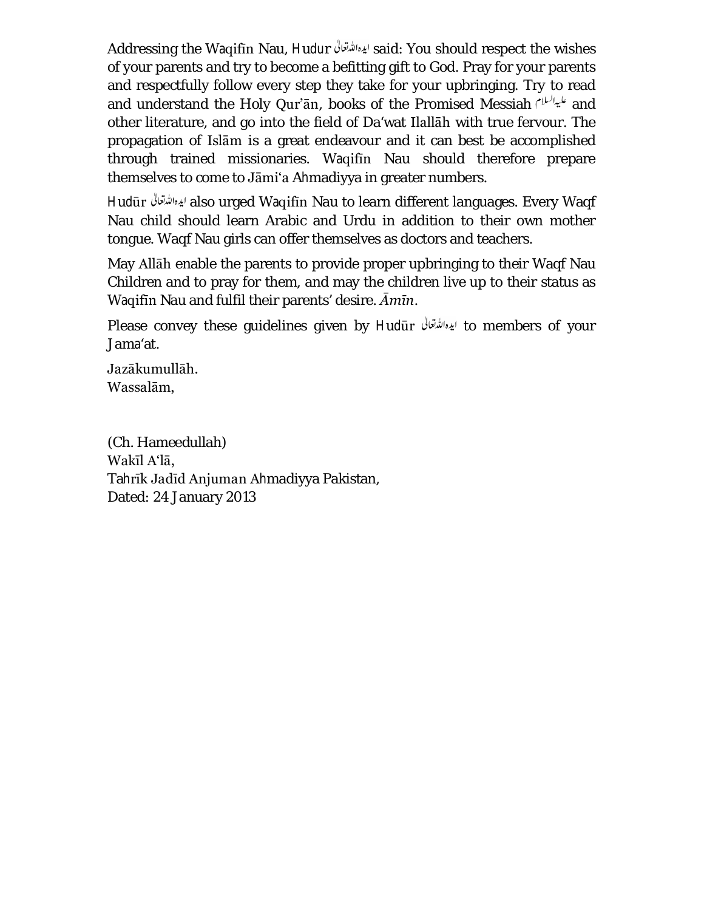Addressing the Waqifīn Nau, Hudur ایدہ اللہ تعالیٰ said: You should respect the wishes of your parents and try to become a befitting gift to God. Pray for your parents and respectfully follow every step they take for your upbringing. Try to read and understand the Holy Qur'ān, books of the Promised Messiah علیہ السلام and other literature, and go into the field of Da'wat Ilallāh with true fervour. The propagation of Islām is a great endeavour and it can best be accomplished through trained missionaries. Waqifīn Nau should therefore prepare themselves to come to Jāmi'a Ahmadiyya in greater numbers.

Hudūr ایدہ اللہ تعالیٰ also urged Waqifīn Nau to learn different languages. Every Waqf Nau child should learn Arabic and Urdu in addition to their own mother tongue. Waqf Nau girls can offer themselves as doctors and teachers.

May Allāh enable the parents to provide proper upbringing to their Waqf Nau Children and to pray for them, and may the children live up to their status as Waqifīn Nau and fulfil their parents' desire. *Āmīn*.

Please convey these guidelines given by Hudūr ایدہ اللہ تعالیٰ to members of your Jama'at.

Jazākumullāh.
Wassalām,

(Ch. Hameedullah)
Wakīl A'lā,
Tahrīk Jadīd Anjuman Ahmadiyya Pakistan,
Dated: 24 January 2013